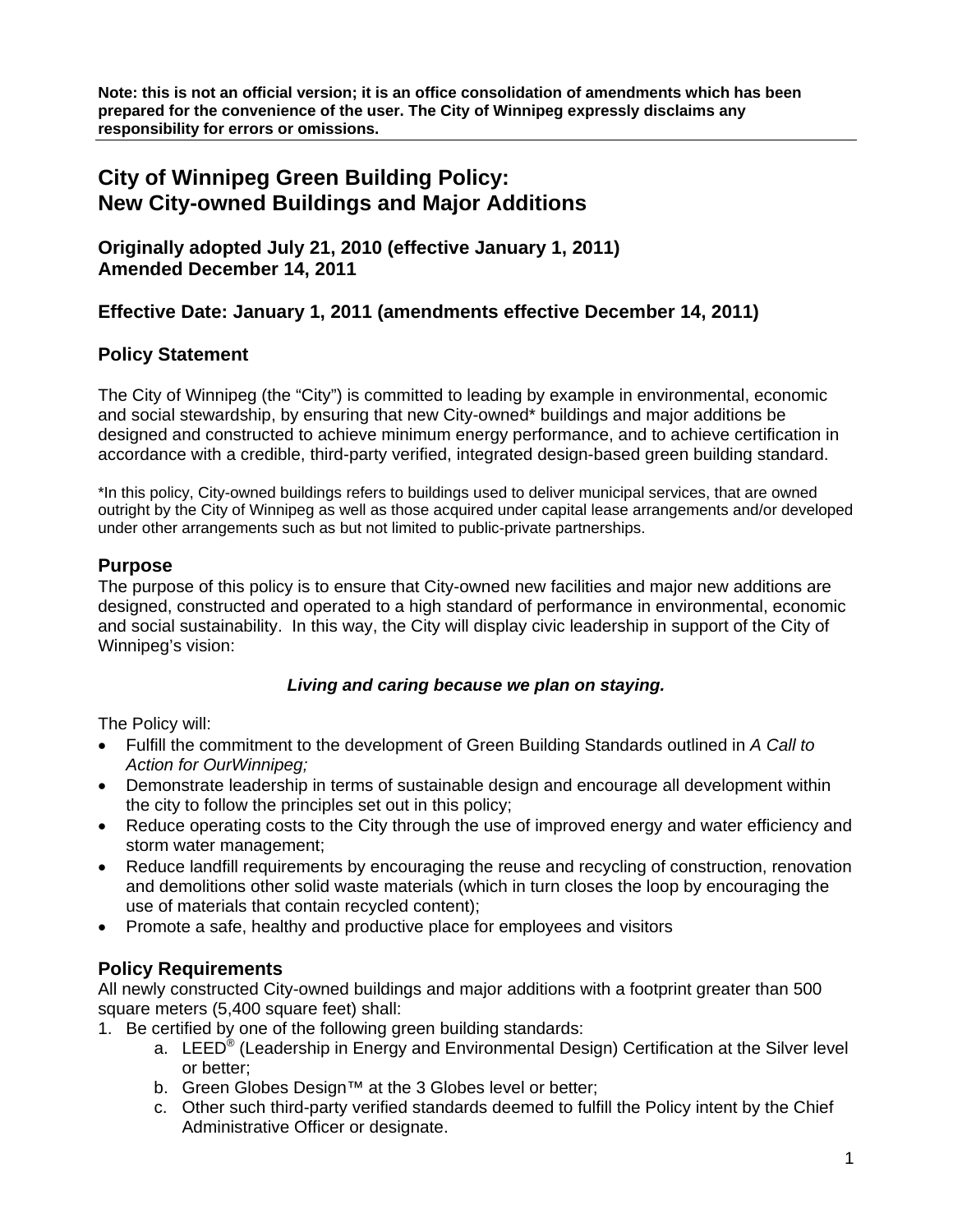**Note: this is not an official version; it is an office consolidation of amendments which has been prepared for the convenience of the user. The City of Winnipeg expressly disclaims any responsibility for errors or omissions.**

---

# City of Winnipeg Green Building Policy: New City-owned Buildings and Major Additions

### Originally adopted July 21, 2010 (effective January 1, 2011) Amended December 14, 2011

### Effective Date: January 1, 2011 (amendments effective December 14, 2011)

## Policy Statement

The City of Winnipeg (the "City") is committed to leading by example in environmental, economic and social stewardship, by ensuring that new City-owned* buildings and major additions be designed and constructed to achieve minimum energy performance, and to achieve certification in accordance with a credible, third-party verified, integrated design-based green building standard.

*In this policy, City-owned buildings refers to buildings used to deliver municipal services, that are owned outright by the City of Winnipeg as well as those acquired under capital lease arrangements and/or developed under other arrangements such as but not limited to public-private partnerships.

## Purpose

The purpose of this policy is to ensure that City-owned new facilities and major new additions are designed, constructed and operated to a high standard of performance in environmental, economic and social sustainability. In this way, the City will display civic leadership in support of the City of Winnipeg's vision:

***Living and caring because we plan on staying.***

The Policy will:

- Fulfill the commitment to the development of Green Building Standards outlined in *A Call to Action for OurWinnipeg;*
- Demonstrate leadership in terms of sustainable design and encourage all development within the city to follow the principles set out in this policy;
- Reduce operating costs to the City through the use of improved energy and water efficiency and storm water management;
- Reduce landfill requirements by encouraging the reuse and recycling of construction, renovation and demolitions other solid waste materials (which in turn closes the loop by encouraging the use of materials that contain recycled content);
- Promote a safe, healthy and productive place for employees and visitors

## Policy Requirements

All newly constructed City-owned buildings and major additions with a footprint greater than 500 square meters (5,400 square feet) shall:

1. Be certified by one of the following green building standards:
    a. LEED® (Leadership in Energy and Environmental Design) Certification at the Silver level or better;
    b. Green Globes Design™ at the 3 Globes level or better;
    c. Other such third-party verified standards deemed to fulfill the Policy intent by the Chief Administrative Officer or designate.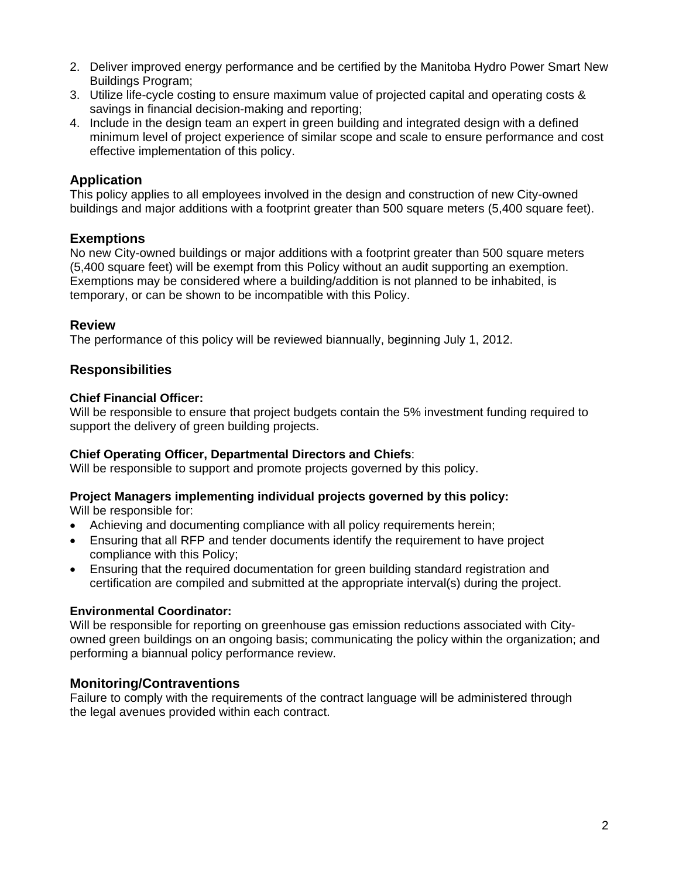2. Deliver improved energy performance and be certified by the Manitoba Hydro Power Smart New Buildings Program;
3. Utilize life-cycle costing to ensure maximum value of projected capital and operating costs & savings in financial decision-making and reporting;
4. Include in the design team an expert in green building and integrated design with a defined minimum level of project experience of similar scope and scale to ensure performance and cost effective implementation of this policy.

## Application

This policy applies to all employees involved in the design and construction of new City-owned buildings and major additions with a footprint greater than 500 square meters (5,400 square feet).

## Exemptions

No new City-owned buildings or major additions with a footprint greater than 500 square meters (5,400 square feet) will be exempt from this Policy without an audit supporting an exemption. Exemptions may be considered where a building/addition is not planned to be inhabited, is temporary, or can be shown to be incompatible with this Policy.

## Review

The performance of this policy will be reviewed biannually, beginning July 1, 2012.

## Responsibilities

**Chief Financial Officer:**
Will be responsible to ensure that project budgets contain the 5% investment funding required to support the delivery of green building projects.

**Chief Operating Officer, Departmental Directors and Chiefs**:
Will be responsible to support and promote projects governed by this policy.

**Project Managers implementing individual projects governed by this policy:**
Will be responsible for:

- Achieving and documenting compliance with all policy requirements herein;
- Ensuring that all RFP and tender documents identify the requirement to have project compliance with this Policy;
- Ensuring that the required documentation for green building standard registration and certification are compiled and submitted at the appropriate interval(s) during the project.

**Environmental Coordinator:**
Will be responsible for reporting on greenhouse gas emission reductions associated with City-owned green buildings on an ongoing basis; communicating the policy within the organization; and performing a biannual policy performance review.

## Monitoring/Contraventions

Failure to comply with the requirements of the contract language will be administered through the legal avenues provided within each contract.